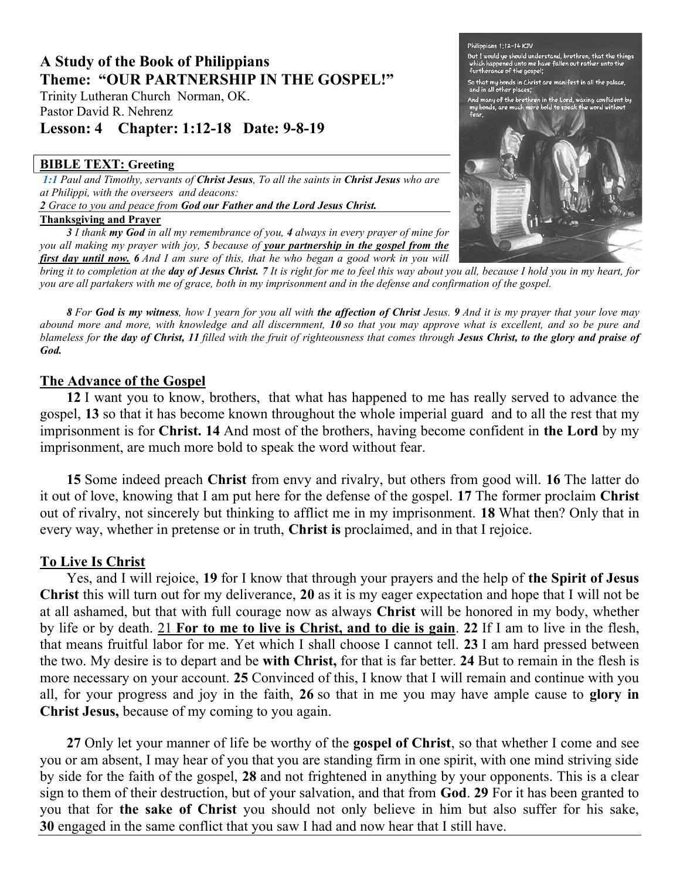# A Study of the Book of Philippians

## Theme: "OUR PARTNERSHIP IN THE GOSPEL!"

Trinity Lutheran Church Norman, OK.
Pastor David R. Nehrenz

### Lesson: 4 Chapter: 1:12-18 Date: 9-8-19

Philippians 1:12-14 KJV

But I would ye should understand, brethren, that the things which happened unto me have fallen out rather unto the furtherance of the gospel;

So that my bonds in Christ are manifest in all the palace, and in all other places;

And many of the brethren in the Lord, waxing confident by my bonds, are much more bold to speak the word without fear.

**BIBLE TEXT: Greeting**

*1:1 Paul and Timothy, servants of **Christ Jesus**, To all the saints in **Christ Jesus** who are at Philippi, with the overseers and deacons:*
*2 Grace to you and peace from **God our Father and the Lord Jesus Christ.***

**Thanksgiving and Prayer**

*3 I thank **my God** in all my remembrance of you, 4 always in every prayer of mine for you all making my prayer with joy, 5 because of **your partnership in the gospel from the first day until now.** 6 And I am sure of this, that he who began a good work in you will bring it to completion at the **day of Jesus Christ.** 7 It is right for me to feel this way about you all, because I hold you in my heart, for you are all partakers with me of grace, both in my imprisonment and in the defense and confirmation of the gospel.*

*8 For **God is my witness**, how I yearn for you all with **the affection of Christ** Jesus. 9 And it is my prayer that your love may abound more and more, with knowledge and all discernment, 10 so that you may approve what is excellent, and so be pure and blameless for **the day of Christ, 11** filled with the fruit of righteousness that comes through **Jesus Christ, to the glory and praise of God.***

**The Advance of the Gospel**

**12** I want you to know, brothers, that what has happened to me has really served to advance the gospel, **13** so that it has become known throughout the whole imperial guard and to all the rest that my imprisonment is for **Christ. 14** And most of the brothers, having become confident in **the Lord** by my imprisonment, are much more bold to speak the word without fear.

**15** Some indeed preach **Christ** from envy and rivalry, but others from good will. **16** The latter do it out of love, knowing that I am put here for the defense of the gospel. **17** The former proclaim **Christ** out of rivalry, not sincerely but thinking to afflict me in my imprisonment. **18** What then? Only that in every way, whether in pretense or in truth, **Christ is** proclaimed, and in that I rejoice.

**To Live Is Christ**

Yes, and I will rejoice, **19** for I know that through your prayers and the help of **the Spirit of Jesus Christ** this will turn out for my deliverance, **20** as it is my eager expectation and hope that I will not be at all ashamed, but that with full courage now as always **Christ** will be honored in my body, whether by life or by death. 21 **For to me to live is Christ, and to die is gain**. **22** If I am to live in the flesh, that means fruitful labor for me. Yet which I shall choose I cannot tell. **23** I am hard pressed between the two. My desire is to depart and be **with Christ,** for that is far better. **24** But to remain in the flesh is more necessary on your account. **25** Convinced of this, I know that I will remain and continue with you all, for your progress and joy in the faith, **26** so that in me you may have ample cause to **glory in Christ Jesus,** because of my coming to you again.

**27** Only let your manner of life be worthy of the **gospel of Christ**, so that whether I come and see you or am absent, I may hear of you that you are standing firm in one spirit, with one mind striving side by side for the faith of the gospel, **28** and not frightened in anything by your opponents. This is a clear sign to them of their destruction, but of your salvation, and that from **God**. **29** For it has been granted to you that for **the sake of Christ** you should not only believe in him but also suffer for his sake, **30** engaged in the same conflict that you saw I had and now hear that I still have.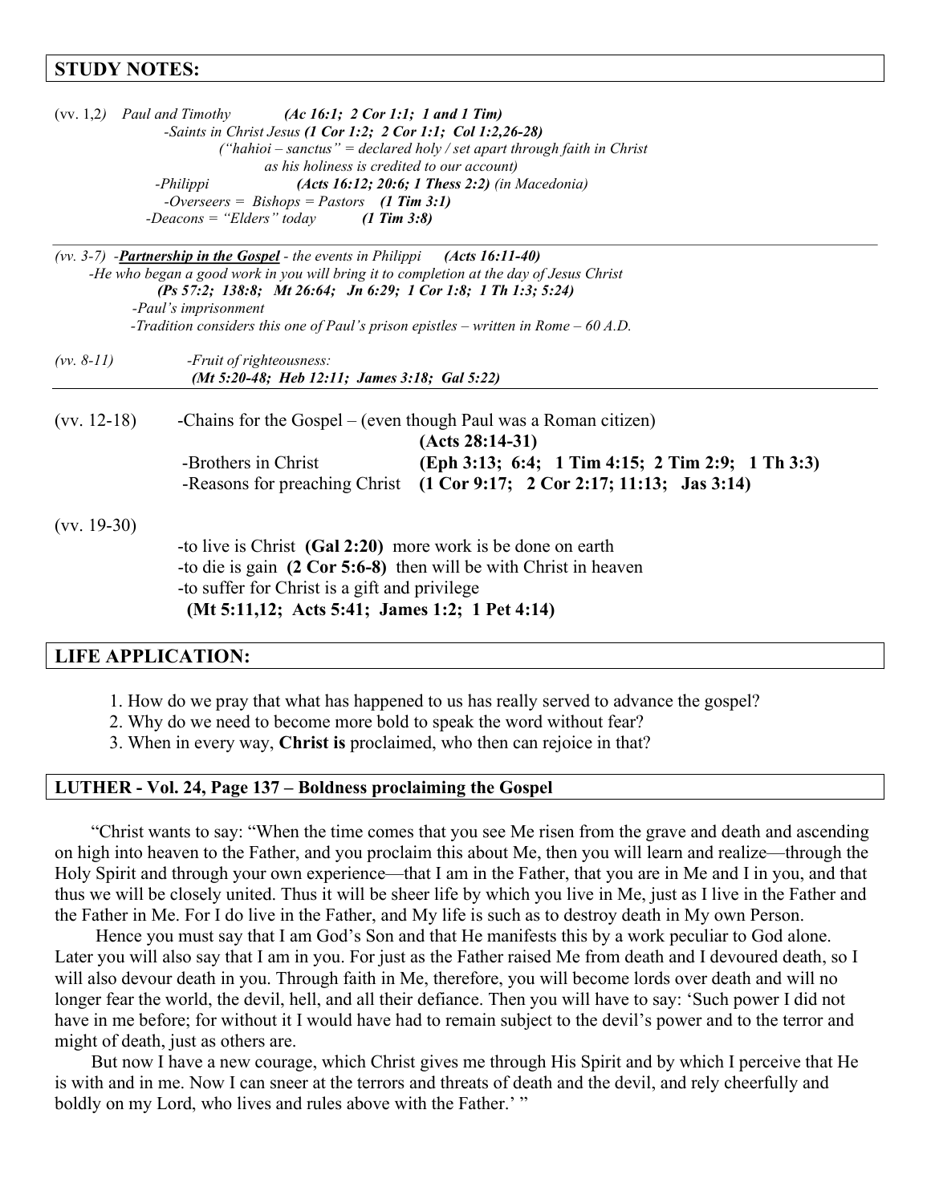## STUDY NOTES:

(vv. 1,2*)* *Paul and Timothy* ***(Ac 16:1; 2 Cor 1:1; 1 and 1 Tim)***

*-Saints in Christ Jesus* ***(1 Cor 1:2; 2 Cor 1:1; Col 1:2,26-28)***

*("hahioi – sanctus" = declared holy / set apart through faith in Christ as his holiness is credited to our account)*

*-Philippi* ***(Acts 16:12; 20:6; 1 Thess 2:2)*** *(in Macedonia)*

*-Overseers = Bishops = Pastors* ***(1 Tim 3:1)***

*-Deacons = "Elders" today* ***(1 Tim 3:8)***

---

*(vv. 3-7) -****Partnership in the Gospel*** *- the events in Philippi* ***(Acts 16:11-40)***

*-He who began a good work in you will bring it to completion at the day of Jesus Christ*

***(Ps 57:2; 138:8; Mt 26:64; Jn 6:29; 1 Cor 1:8; 1 Th 1:3; 5:24)***

*-Paul's imprisonment*

*-Tradition considers this one of Paul's prison epistles – written in Rome – 60 A.D.*

*(vv. 8-11)* *-Fruit of righteousness:*

***(Mt 5:20-48; Heb 12:11; James 3:18; Gal 5:22)***

---

(vv. 12-18) -Chains for the Gospel – (even though Paul was a Roman citizen) **(Acts 28:14-31)**

-Brothers in Christ **(Eph 3:13; 6:4; 1 Tim 4:15; 2 Tim 2:9; 1 Th 3:3)**

-Reasons for preaching Christ **(1 Cor 9:17; 2 Cor 2:17; 11:13; Jas 3:14)**

(vv. 19-30)

-to live is Christ **(Gal 2:20)** more work is be done on earth

-to die is gain **(2 Cor 5:6-8)** then will be with Christ in heaven

-to suffer for Christ is a gift and privilege

**(Mt 5:11,12; Acts 5:41; James 1:2; 1 Pet 4:14)**

## LIFE APPLICATION:

1. How do we pray that what has happened to us has really served to advance the gospel?
2. Why do we need to become more bold to speak the word without fear?
3. When in every way, **Christ is** proclaimed, who then can rejoice in that?

## LUTHER - Vol. 24, Page 137 – Boldness proclaiming the Gospel

"Christ wants to say: "When the time comes that you see Me risen from the grave and death and ascending on high into heaven to the Father, and you proclaim this about Me, then you will learn and realize—through the Holy Spirit and through your own experience—that I am in the Father, that you are in Me and I in you, and that thus we will be closely united. Thus it will be sheer life by which you live in Me, just as I live in the Father and the Father in Me. For I do live in the Father, and My life is such as to destroy death in My own Person.

Hence you must say that I am God's Son and that He manifests this by a work peculiar to God alone. Later you will also say that I am in you. For just as the Father raised Me from death and I devoured death, so I will also devour death in you. Through faith in Me, therefore, you will become lords over death and will no longer fear the world, the devil, hell, and all their defiance. Then you will have to say: 'Such power I did not have in me before; for without it I would have had to remain subject to the devil's power and to the terror and might of death, just as others are.

But now I have a new courage, which Christ gives me through His Spirit and by which I perceive that He is with and in me. Now I can sneer at the terrors and threats of death and the devil, and rely cheerfully and boldly on my Lord, who lives and rules above with the Father.' "